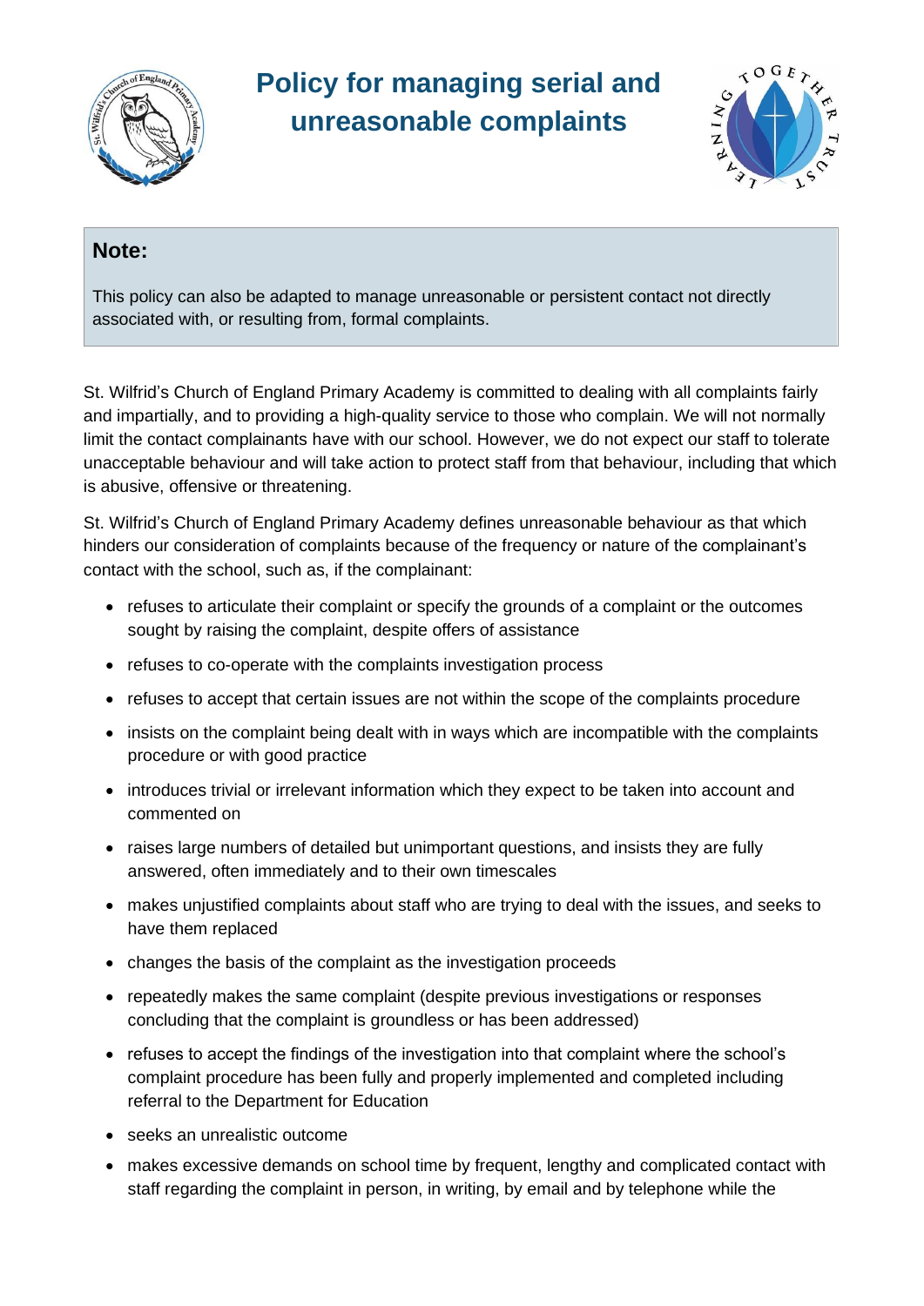# Policy for managing serial and unreasonable complaints

**Note:**

This policy can also be adapted to manage unreasonable or persistent contact not directly associated with, or resulting from, formal complaints.

St. Wilfrid's Church of England Primary Academy is committed to dealing with all complaints fairly and impartially, and to providing a high-quality service to those who complain. We will not normally limit the contact complainants have with our school. However, we do not expect our staff to tolerate unacceptable behaviour and will take action to protect staff from that behaviour, including that which is abusive, offensive or threatening.

St. Wilfrid's Church of England Primary Academy defines unreasonable behaviour as that which hinders our consideration of complaints because of the frequency or nature of the complainant's contact with the school, such as, if the complainant:

- refuses to articulate their complaint or specify the grounds of a complaint or the outcomes sought by raising the complaint, despite offers of assistance
- refuses to co-operate with the complaints investigation process
- refuses to accept that certain issues are not within the scope of the complaints procedure
- insists on the complaint being dealt with in ways which are incompatible with the complaints procedure or with good practice
- introduces trivial or irrelevant information which they expect to be taken into account and commented on
- raises large numbers of detailed but unimportant questions, and insists they are fully answered, often immediately and to their own timescales
- makes unjustified complaints about staff who are trying to deal with the issues, and seeks to have them replaced
- changes the basis of the complaint as the investigation proceeds
- repeatedly makes the same complaint (despite previous investigations or responses concluding that the complaint is groundless or has been addressed)
- refuses to accept the findings of the investigation into that complaint where the school's complaint procedure has been fully and properly implemented and completed including referral to the Department for Education
- seeks an unrealistic outcome
- makes excessive demands on school time by frequent, lengthy and complicated contact with staff regarding the complaint in person, in writing, by email and by telephone while the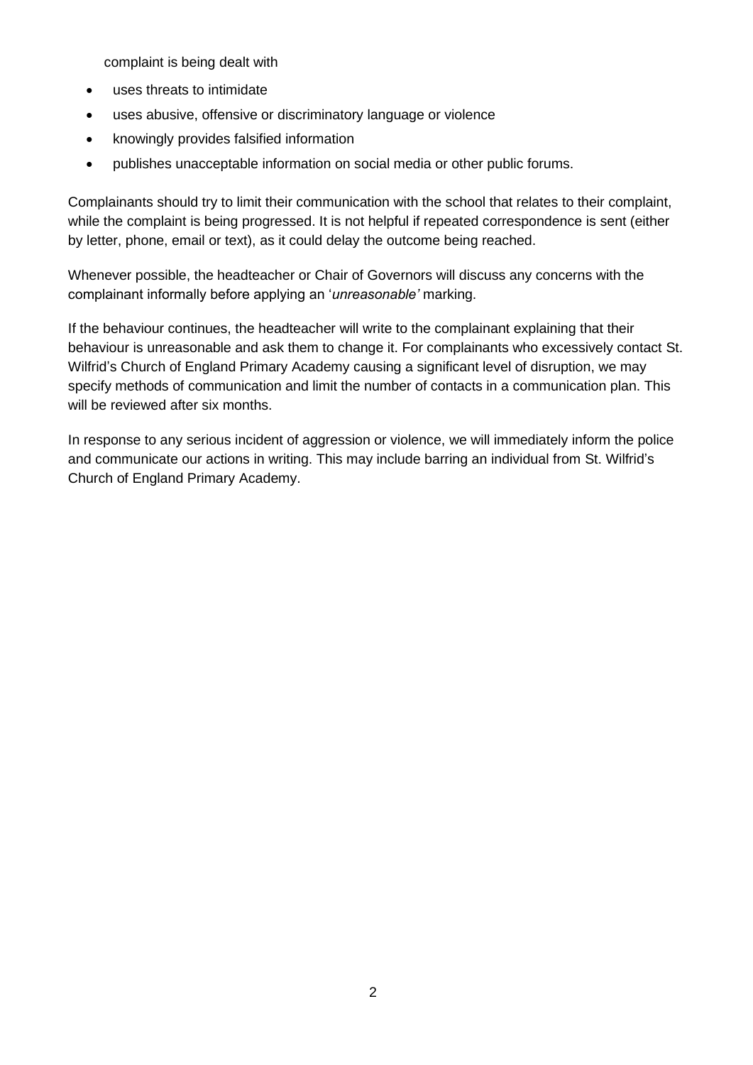complaint is being dealt with

- uses threats to intimidate
- uses abusive, offensive or discriminatory language or violence
- knowingly provides falsified information
- publishes unacceptable information on social media or other public forums.

Complainants should try to limit their communication with the school that relates to their complaint, while the complaint is being progressed. It is not helpful if repeated correspondence is sent (either by letter, phone, email or text), as it could delay the outcome being reached.

Whenever possible, the headteacher or Chair of Governors will discuss any concerns with the complainant informally before applying an '*unreasonable'* marking.

If the behaviour continues, the headteacher will write to the complainant explaining that their behaviour is unreasonable and ask them to change it. For complainants who excessively contact St. Wilfrid's Church of England Primary Academy causing a significant level of disruption, we may specify methods of communication and limit the number of contacts in a communication plan. This will be reviewed after six months.

In response to any serious incident of aggression or violence, we will immediately inform the police and communicate our actions in writing. This may include barring an individual from St. Wilfrid's Church of England Primary Academy.